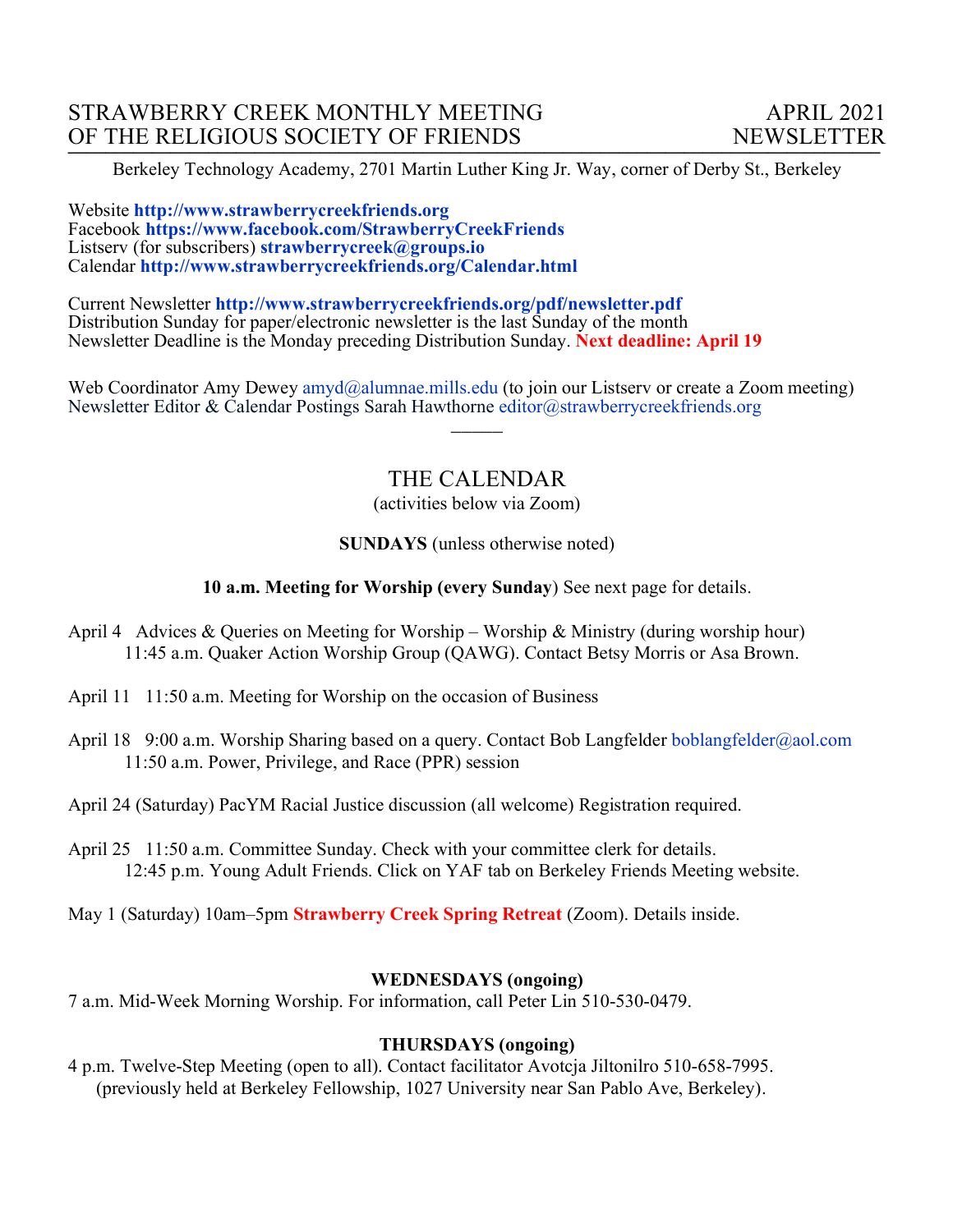# STRAWBERRY CREEK MONTHLY MEETING OF THE RELIGIOUS SOCIETY OF FRIENDS

**APRIL 2021 NEWSLETTER**

Berkeley Technology Academy, 2701 Martin Luther King Jr. Way, corner of Derby St., Berkeley

Website **http://www.strawberrycreekfriends.org**
Facebook **https://www.facebook.com/StrawberryCreekFriends**
Listserv (for subscribers) **strawberrycreek@groups.io**
Calendar **http://www.strawberrycreekfriends.org/Calendar.html**

Current Newsletter **http://www.strawberrycreekfriends.org/pdf/newsletter.pdf**
Distribution Sunday for paper/electronic newsletter is the last Sunday of the month
Newsletter Deadline is the Monday preceding Distribution Sunday. **Next deadline: April 19**

Web Coordinator Amy Dewey amyd@alumnae.mills.edu (to join our Listserv or create a Zoom meeting)
Newsletter Editor & Calendar Postings Sarah Hawthorne editor@strawberrycreekfriends.org

———

## THE CALENDAR

(activities below via Zoom)

**SUNDAYS** (unless otherwise noted)

**10 a.m. Meeting for Worship (every Sunday**) See next page for details.

April 4 Advices & Queries on Meeting for Worship – Worship & Ministry (during worship hour)
11:45 a.m. Quaker Action Worship Group (QAWG). Contact Betsy Morris or Asa Brown.

April 11 11:50 a.m. Meeting for Worship on the occasion of Business

April 18 9:00 a.m. Worship Sharing based on a query. Contact Bob Langfelder boblangfelder@aol.com
11:50 a.m. Power, Privilege, and Race (PPR) session

April 24 (Saturday) PacYM Racial Justice discussion (all welcome) Registration required.

April 25 11:50 a.m. Committee Sunday. Check with your committee clerk for details.
12:45 p.m. Young Adult Friends. Click on YAF tab on Berkeley Friends Meeting website.

May 1 (Saturday) 10am–5pm **Strawberry Creek Spring Retreat** (Zoom). Details inside.

**WEDNESDAYS (ongoing)**

7 a.m. Mid-Week Morning Worship. For information, call Peter Lin 510-530-0479.

**THURSDAYS (ongoing)**

4 p.m. Twelve-Step Meeting (open to all). Contact facilitator Avotcja Jiltonilro 510-658-7995.
(previously held at Berkeley Fellowship, 1027 University near San Pablo Ave, Berkeley).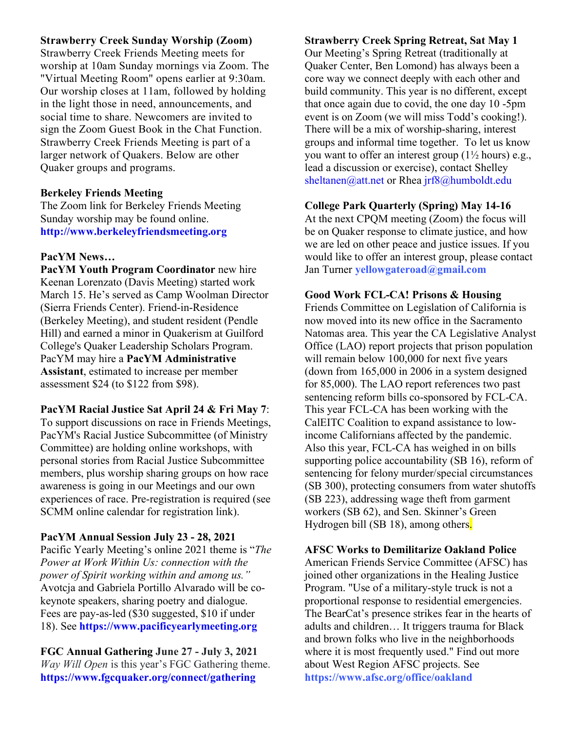**Strawberry Creek Sunday Worship (Zoom)**
Strawberry Creek Friends Meeting meets for worship at 10am Sunday mornings via Zoom. The "Virtual Meeting Room" opens earlier at 9:30am. Our worship closes at 11am, followed by holding in the light those in need, announcements, and social time to share. Newcomers are invited to sign the Zoom Guest Book in the Chat Function. Strawberry Creek Friends Meeting is part of a larger network of Quakers. Below are other Quaker groups and programs.

**Berkeley Friends Meeting**
The Zoom link for Berkeley Friends Meeting Sunday worship may be found online. **http://www.berkeleyfriendsmeeting.org**

**PacYM News…**
**PacYM Youth Program Coordinator** new hire Keenan Lorenzato (Davis Meeting) started work March 15. He's served as Camp Woolman Director (Sierra Friends Center). Friend-in-Residence (Berkeley Meeting), and student resident (Pendle Hill) and earned a minor in Quakerism at Guilford College's Quaker Leadership Scholars Program. PacYM may hire a **PacYM Administrative Assistant**, estimated to increase per member assessment $24 (to $122 from $98).

**PacYM Racial Justice Sat April 24 & Fri May 7**: To support discussions on race in Friends Meetings, PacYM's Racial Justice Subcommittee (of Ministry Committee) are holding online workshops, with personal stories from Racial Justice Subcommittee members, plus worship sharing groups on how race awareness is going in our Meetings and our own experiences of race. Pre-registration is required (see SCMM online calendar for registration link).

**PacYM Annual Session July 23 - 28, 2021**
Pacific Yearly Meeting's online 2021 theme is "*The Power at Work Within Us: connection with the power of Spirit working within and among us."* Avotcja and Gabriela Portillo Alvarado will be co-keynote speakers, sharing poetry and dialogue. Fees are pay-as-led ($30 suggested, $10 if under 18). See **https://www.pacificyearlymeeting.org**

**FGC Annual Gathering June 27 - July 3, 2021**
*Way Will Open* is this year's FGC Gathering theme. **https://www.fgcquaker.org/connect/gathering**

**Strawberry Creek Spring Retreat, Sat May 1**
Our Meeting's Spring Retreat (traditionally at Quaker Center, Ben Lomond) has always been a core way we connect deeply with each other and build community. This year is no different, except that once again due to covid, the one day 10 -5pm event is on Zoom (we will miss Todd's cooking!). There will be a mix of worship-sharing, interest groups and informal time together. To let us know you want to offer an interest group (1½ hours) e.g., lead a discussion or exercise), contact Shelley sheltanen@att.net or Rhea jrf8@humboldt.edu

**College Park Quarterly (Spring) May 14-16**
At the next CPQM meeting (Zoom) the focus will be on Quaker response to climate justice, and how we are led on other peace and justice issues. If you would like to offer an interest group, please contact Jan Turner **yellowgateroad@gmail.com**

**Good Work FCL-CA! Prisons & Housing**
Friends Committee on Legislation of California is now moved into its new office in the Sacramento Natomas area. This year the CA Legislative Analyst Office (LAO) report projects that prison population will remain below 100,000 for next five years (down from 165,000 in 2006 in a system designed for 85,000). The LAO report references two past sentencing reform bills co-sponsored by FCL-CA. This year FCL-CA has been working with the CalEITC Coalition to expand assistance to low-income Californians affected by the pandemic. Also this year, FCL-CA has weighed in on bills supporting police accountability (SB 16), reform of sentencing for felony murder/special circumstances (SB 300), protecting consumers from water shutoffs (SB 223), addressing wage theft from garment workers (SB 62), and Sen. Skinner's Green Hydrogen bill (SB 18), among others.

**AFSC Works to Demilitarize Oakland Police**
American Friends Service Committee (AFSC) has joined other organizations in the Healing Justice Program. "Use of a military-style truck is not a proportional response to residential emergencies. The BearCat's presence strikes fear in the hearts of adults and children… It triggers trauma for Black and brown folks who live in the neighborhoods where it is most frequently used." Find out more about West Region AFSC projects. See **https://www.afsc.org/office/oakland**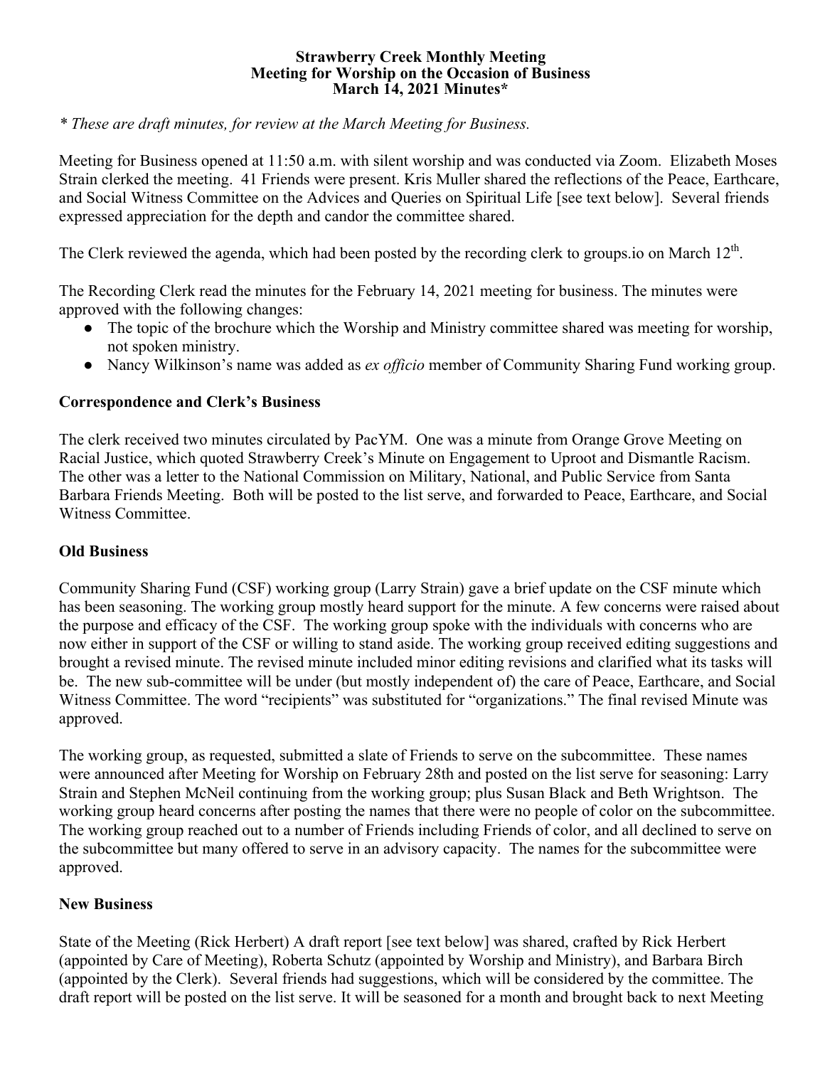**Strawberry Creek Monthly Meeting**
**Meeting for Worship on the Occasion of Business**
**March 14, 2021 Minutes***

*\* These are draft minutes, for review at the March Meeting for Business.*

Meeting for Business opened at 11:50 a.m. with silent worship and was conducted via Zoom. Elizabeth Moses Strain clerked the meeting. 41 Friends were present. Kris Muller shared the reflections of the Peace, Earthcare, and Social Witness Committee on the Advices and Queries on Spiritual Life [see text below]. Several friends expressed appreciation for the depth and candor the committee shared.

The Clerk reviewed the agenda, which had been posted by the recording clerk to groups.io on March 12th.

The Recording Clerk read the minutes for the February 14, 2021 meeting for business. The minutes were approved with the following changes:

- The topic of the brochure which the Worship and Ministry committee shared was meeting for worship, not spoken ministry.
- Nancy Wilkinson's name was added as *ex officio* member of Community Sharing Fund working group.

## Correspondence and Clerk's Business

The clerk received two minutes circulated by PacYM. One was a minute from Orange Grove Meeting on Racial Justice, which quoted Strawberry Creek's Minute on Engagement to Uproot and Dismantle Racism. The other was a letter to the National Commission on Military, National, and Public Service from Santa Barbara Friends Meeting. Both will be posted to the list serve, and forwarded to Peace, Earthcare, and Social Witness Committee.

## Old Business

Community Sharing Fund (CSF) working group (Larry Strain) gave a brief update on the CSF minute which has been seasoning. The working group mostly heard support for the minute. A few concerns were raised about the purpose and efficacy of the CSF. The working group spoke with the individuals with concerns who are now either in support of the CSF or willing to stand aside. The working group received editing suggestions and brought a revised minute. The revised minute included minor editing revisions and clarified what its tasks will be. The new sub-committee will be under (but mostly independent of) the care of Peace, Earthcare, and Social Witness Committee. The word "recipients" was substituted for "organizations." The final revised Minute was approved.

The working group, as requested, submitted a slate of Friends to serve on the subcommittee. These names were announced after Meeting for Worship on February 28th and posted on the list serve for seasoning: Larry Strain and Stephen McNeil continuing from the working group; plus Susan Black and Beth Wrightson. The working group heard concerns after posting the names that there were no people of color on the subcommittee. The working group reached out to a number of Friends including Friends of color, and all declined to serve on the subcommittee but many offered to serve in an advisory capacity. The names for the subcommittee were approved.

## New Business

State of the Meeting (Rick Herbert) A draft report [see text below] was shared, crafted by Rick Herbert (appointed by Care of Meeting), Roberta Schutz (appointed by Worship and Ministry), and Barbara Birch (appointed by the Clerk). Several friends had suggestions, which will be considered by the committee. The draft report will be posted on the list serve. It will be seasoned for a month and brought back to next Meeting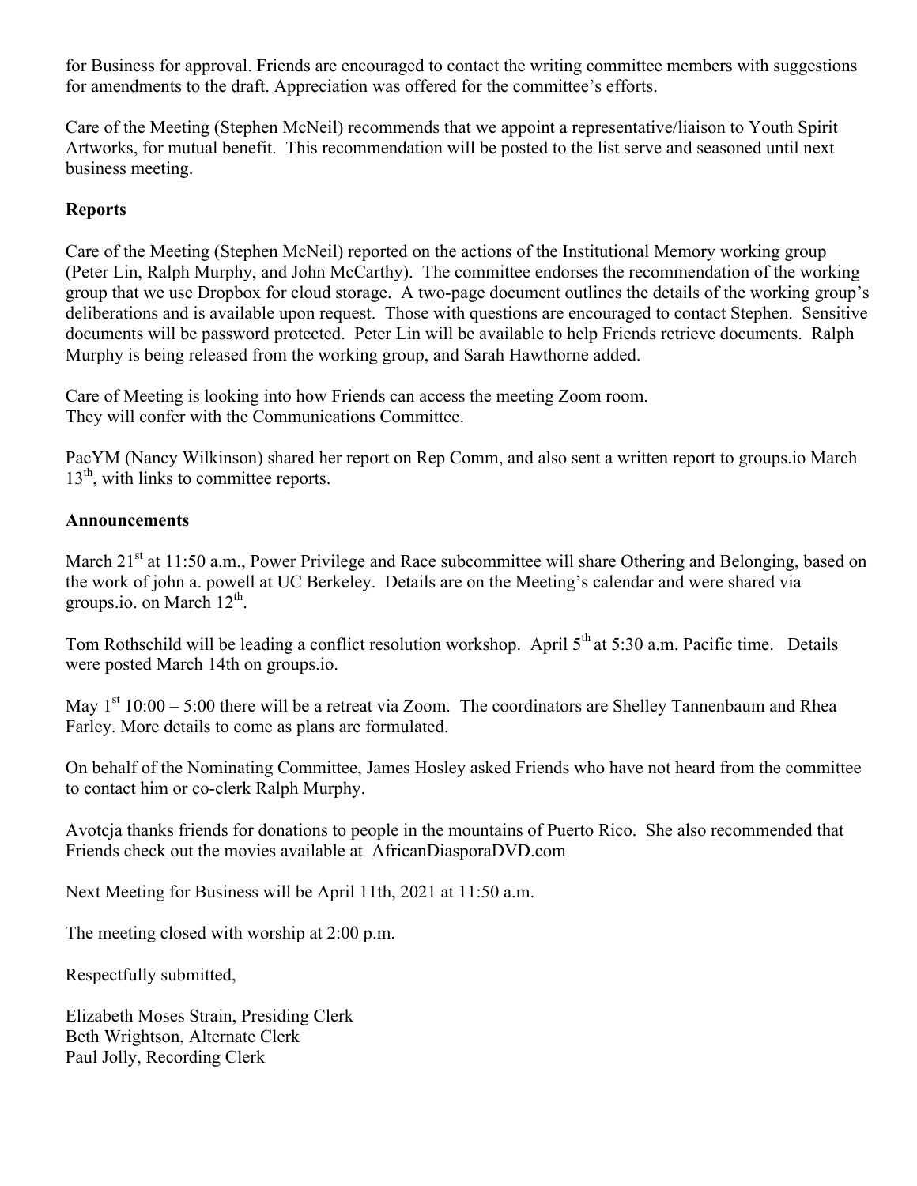for Business for approval. Friends are encouraged to contact the writing committee members with suggestions for amendments to the draft. Appreciation was offered for the committee's efforts.

Care of the Meeting (Stephen McNeil) recommends that we appoint a representative/liaison to Youth Spirit Artworks, for mutual benefit. This recommendation will be posted to the list serve and seasoned until next business meeting.

**Reports**

Care of the Meeting (Stephen McNeil) reported on the actions of the Institutional Memory working group (Peter Lin, Ralph Murphy, and John McCarthy). The committee endorses the recommendation of the working group that we use Dropbox for cloud storage. A two-page document outlines the details of the working group's deliberations and is available upon request. Those with questions are encouraged to contact Stephen. Sensitive documents will be password protected. Peter Lin will be available to help Friends retrieve documents. Ralph Murphy is being released from the working group, and Sarah Hawthorne added.

Care of Meeting is looking into how Friends can access the meeting Zoom room.
They will confer with the Communications Committee.

PacYM (Nancy Wilkinson) shared her report on Rep Comm, and also sent a written report to groups.io March 13th, with links to committee reports.

**Announcements**

March 21st at 11:50 a.m., Power Privilege and Race subcommittee will share Othering and Belonging, based on the work of john a. powell at UC Berkeley. Details are on the Meeting's calendar and were shared via groups.io. on March 12th.

Tom Rothschild will be leading a conflict resolution workshop. April 5th at 5:30 a.m. Pacific time. Details were posted March 14th on groups.io.

May 1st 10:00 – 5:00 there will be a retreat via Zoom. The coordinators are Shelley Tannenbaum and Rhea Farley. More details to come as plans are formulated.

On behalf of the Nominating Committee, James Hosley asked Friends who have not heard from the committee to contact him or co-clerk Ralph Murphy.

Avotcja thanks friends for donations to people in the mountains of Puerto Rico. She also recommended that Friends check out the movies available at AfricanDiasporaDVD.com

Next Meeting for Business will be April 11th, 2021 at 11:50 a.m.

The meeting closed with worship at 2:00 p.m.

Respectfully submitted,

Elizabeth Moses Strain, Presiding Clerk
Beth Wrightson, Alternate Clerk
Paul Jolly, Recording Clerk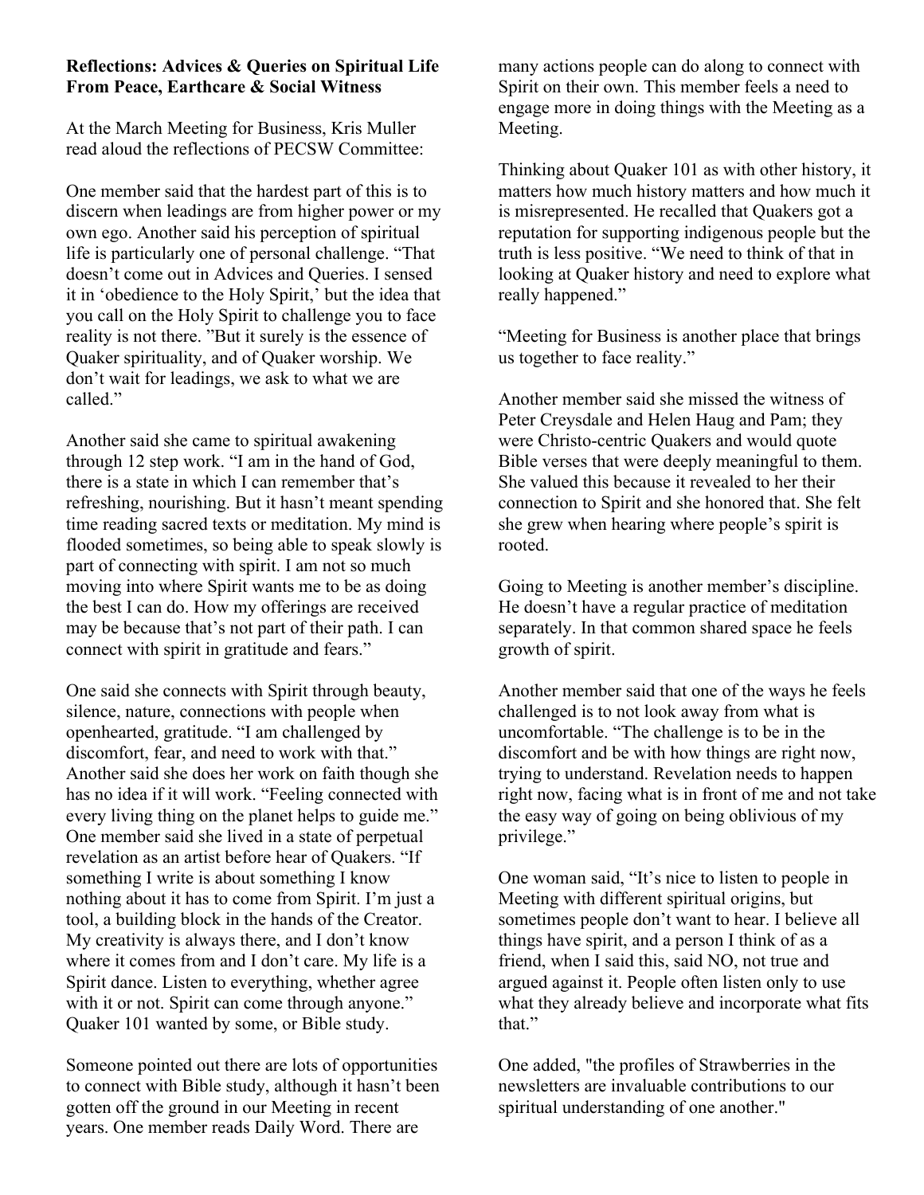**Reflections: Advices & Queries on Spiritual Life From Peace, Earthcare & Social Witness**

At the March Meeting for Business, Kris Muller read aloud the reflections of PECSW Committee:

One member said that the hardest part of this is to discern when leadings are from higher power or my own ego. Another said his perception of spiritual life is particularly one of personal challenge. "That doesn't come out in Advices and Queries. I sensed it in 'obedience to the Holy Spirit,' but the idea that you call on the Holy Spirit to challenge you to face reality is not there. "But it surely is the essence of Quaker spirituality, and of Quaker worship. We don't wait for leadings, we ask to what we are called."

Another said she came to spiritual awakening through 12 step work. "I am in the hand of God, there is a state in which I can remember that's refreshing, nourishing. But it hasn't meant spending time reading sacred texts or meditation. My mind is flooded sometimes, so being able to speak slowly is part of connecting with spirit. I am not so much moving into where Spirit wants me to be as doing the best I can do. How my offerings are received may be because that's not part of their path. I can connect with spirit in gratitude and fears."

One said she connects with Spirit through beauty, silence, nature, connections with people when openhearted, gratitude. "I am challenged by discomfort, fear, and need to work with that." Another said she does her work on faith though she has no idea if it will work. "Feeling connected with every living thing on the planet helps to guide me." One member said she lived in a state of perpetual revelation as an artist before hear of Quakers. "If something I write is about something I know nothing about it has to come from Spirit. I'm just a tool, a building block in the hands of the Creator. My creativity is always there, and I don't know where it comes from and I don't care. My life is a Spirit dance. Listen to everything, whether agree with it or not. Spirit can come through anyone." Quaker 101 wanted by some, or Bible study.

Someone pointed out there are lots of opportunities to connect with Bible study, although it hasn't been gotten off the ground in our Meeting in recent years. One member reads Daily Word. There are many actions people can do along to connect with Spirit on their own. This member feels a need to engage more in doing things with the Meeting as a Meeting.

Thinking about Quaker 101 as with other history, it matters how much history matters and how much it is misrepresented. He recalled that Quakers got a reputation for supporting indigenous people but the truth is less positive. "We need to think of that in looking at Quaker history and need to explore what really happened."

"Meeting for Business is another place that brings us together to face reality."

Another member said she missed the witness of Peter Creysdale and Helen Haug and Pam; they were Christo-centric Quakers and would quote Bible verses that were deeply meaningful to them. She valued this because it revealed to her their connection to Spirit and she honored that. She felt she grew when hearing where people's spirit is rooted.

Going to Meeting is another member's discipline. He doesn't have a regular practice of meditation separately. In that common shared space he feels growth of spirit.

Another member said that one of the ways he feels challenged is to not look away from what is uncomfortable. "The challenge is to be in the discomfort and be with how things are right now, trying to understand. Revelation needs to happen right now, facing what is in front of me and not take the easy way of going on being oblivious of my privilege."

One woman said, "It's nice to listen to people in Meeting with different spiritual origins, but sometimes people don't want to hear. I believe all things have spirit, and a person I think of as a friend, when I said this, said NO, not true and argued against it. People often listen only to use what they already believe and incorporate what fits that."

One added, "the profiles of Strawberries in the newsletters are invaluable contributions to our spiritual understanding of one another."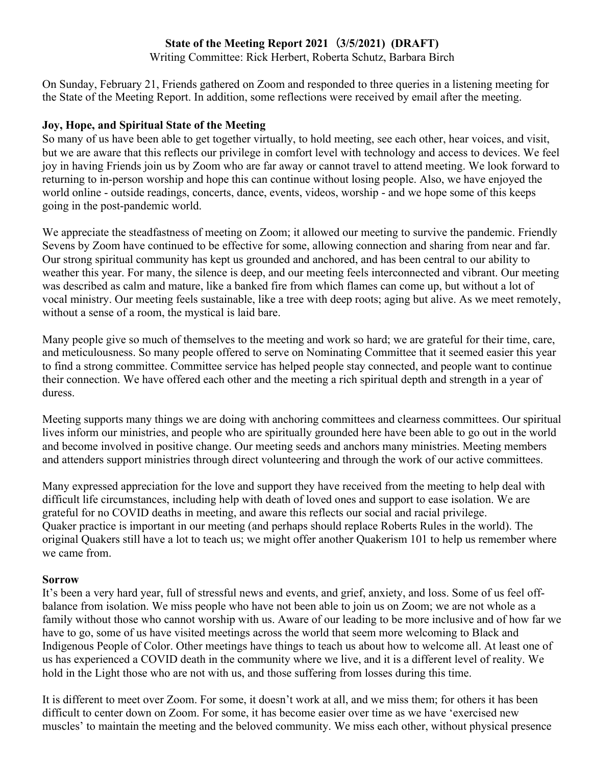**State of the Meeting Report 2021（3/5/2021) (DRAFT)**

Writing Committee: Rick Herbert, Roberta Schutz, Barbara Birch

On Sunday, February 21, Friends gathered on Zoom and responded to three queries in a listening meeting for the State of the Meeting Report. In addition, some reflections were received by email after the meeting.

**Joy, Hope, and Spiritual State of the Meeting**

So many of us have been able to get together virtually, to hold meeting, see each other, hear voices, and visit, but we are aware that this reflects our privilege in comfort level with technology and access to devices. We feel joy in having Friends join us by Zoom who are far away or cannot travel to attend meeting. We look forward to returning to in-person worship and hope this can continue without losing people. Also, we have enjoyed the world online - outside readings, concerts, dance, events, videos, worship - and we hope some of this keeps going in the post-pandemic world.

We appreciate the steadfastness of meeting on Zoom; it allowed our meeting to survive the pandemic. Friendly Sevens by Zoom have continued to be effective for some, allowing connection and sharing from near and far. Our strong spiritual community has kept us grounded and anchored, and has been central to our ability to weather this year. For many, the silence is deep, and our meeting feels interconnected and vibrant. Our meeting was described as calm and mature, like a banked fire from which flames can come up, but without a lot of vocal ministry. Our meeting feels sustainable, like a tree with deep roots; aging but alive. As we meet remotely, without a sense of a room, the mystical is laid bare.

Many people give so much of themselves to the meeting and work so hard; we are grateful for their time, care, and meticulousness. So many people offered to serve on Nominating Committee that it seemed easier this year to find a strong committee. Committee service has helped people stay connected, and people want to continue their connection. We have offered each other and the meeting a rich spiritual depth and strength in a year of duress.

Meeting supports many things we are doing with anchoring committees and clearness committees. Our spiritual lives inform our ministries, and people who are spiritually grounded here have been able to go out in the world and become involved in positive change. Our meeting seeds and anchors many ministries. Meeting members and attenders support ministries through direct volunteering and through the work of our active committees.

Many expressed appreciation for the love and support they have received from the meeting to help deal with difficult life circumstances, including help with death of loved ones and support to ease isolation. We are grateful for no COVID deaths in meeting, and aware this reflects our social and racial privilege.
Quaker practice is important in our meeting (and perhaps should replace Roberts Rules in the world). The original Quakers still have a lot to teach us; we might offer another Quakerism 101 to help us remember where we came from.

**Sorrow**

It's been a very hard year, full of stressful news and events, and grief, anxiety, and loss. Some of us feel off-balance from isolation. We miss people who have not been able to join us on Zoom; we are not whole as a family without those who cannot worship with us. Aware of our leading to be more inclusive and of how far we have to go, some of us have visited meetings across the world that seem more welcoming to Black and Indigenous People of Color. Other meetings have things to teach us about how to welcome all. At least one of us has experienced a COVID death in the community where we live, and it is a different level of reality. We hold in the Light those who are not with us, and those suffering from losses during this time.

It is different to meet over Zoom. For some, it doesn't work at all, and we miss them; for others it has been difficult to center down on Zoom. For some, it has become easier over time as we have 'exercised new muscles' to maintain the meeting and the beloved community. We miss each other, without physical presence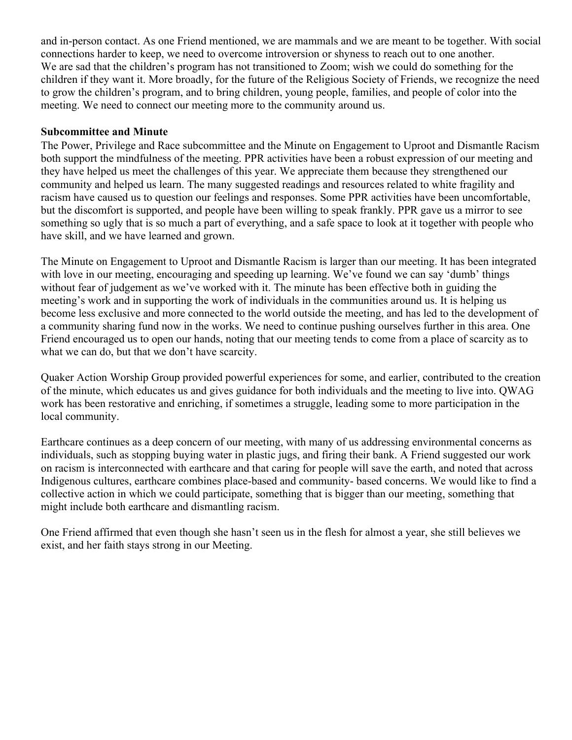and in-person contact. As one Friend mentioned, we are mammals and we are meant to be together. With social connections harder to keep, we need to overcome introversion or shyness to reach out to one another.
We are sad that the children's program has not transitioned to Zoom; wish we could do something for the children if they want it. More broadly, for the future of the Religious Society of Friends, we recognize the need to grow the children's program, and to bring children, young people, families, and people of color into the meeting. We need to connect our meeting more to the community around us.

**Subcommittee and Minute**

The Power, Privilege and Race subcommittee and the Minute on Engagement to Uproot and Dismantle Racism both support the mindfulness of the meeting. PPR activities have been a robust expression of our meeting and they have helped us meet the challenges of this year. We appreciate them because they strengthened our community and helped us learn. The many suggested readings and resources related to white fragility and racism have caused us to question our feelings and responses. Some PPR activities have been uncomfortable, but the discomfort is supported, and people have been willing to speak frankly. PPR gave us a mirror to see something so ugly that is so much a part of everything, and a safe space to look at it together with people who have skill, and we have learned and grown.

The Minute on Engagement to Uproot and Dismantle Racism is larger than our meeting. It has been integrated with love in our meeting, encouraging and speeding up learning. We've found we can say 'dumb' things without fear of judgement as we've worked with it. The minute has been effective both in guiding the meeting's work and in supporting the work of individuals in the communities around us. It is helping us become less exclusive and more connected to the world outside the meeting, and has led to the development of a community sharing fund now in the works. We need to continue pushing ourselves further in this area. One Friend encouraged us to open our hands, noting that our meeting tends to come from a place of scarcity as to what we can do, but that we don't have scarcity.

Quaker Action Worship Group provided powerful experiences for some, and earlier, contributed to the creation of the minute, which educates us and gives guidance for both individuals and the meeting to live into. QWAG work has been restorative and enriching, if sometimes a struggle, leading some to more participation in the local community.

Earthcare continues as a deep concern of our meeting, with many of us addressing environmental concerns as individuals, such as stopping buying water in plastic jugs, and firing their bank. A Friend suggested our work on racism is interconnected with earthcare and that caring for people will save the earth, and noted that across Indigenous cultures, earthcare combines place-based and community- based concerns. We would like to find a collective action in which we could participate, something that is bigger than our meeting, something that might include both earthcare and dismantling racism.

One Friend affirmed that even though she hasn't seen us in the flesh for almost a year, she still believes we exist, and her faith stays strong in our Meeting.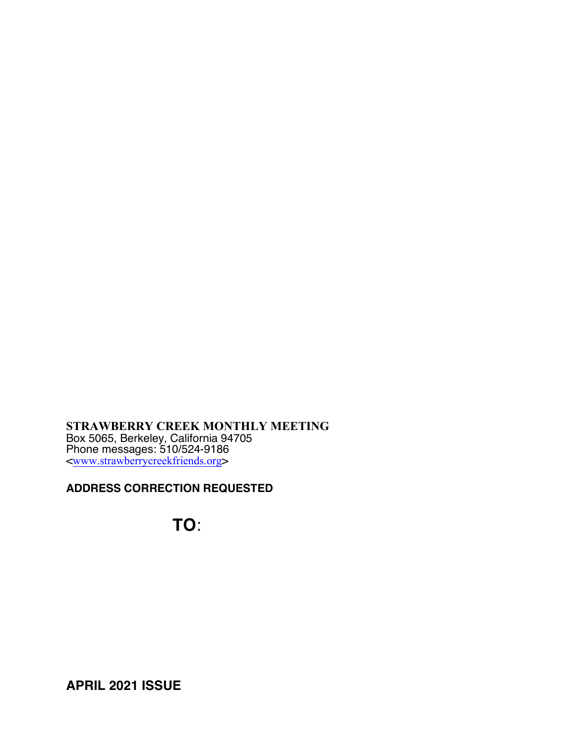**STRAWBERRY CREEK MONTHLY MEETING**
Box 5065, Berkeley, California 94705
Phone messages: 510/524-9186
<www.strawberrycreekfriends.org>

**ADDRESS CORRECTION REQUESTED**

**TO**:

**APRIL 2021 ISSUE**